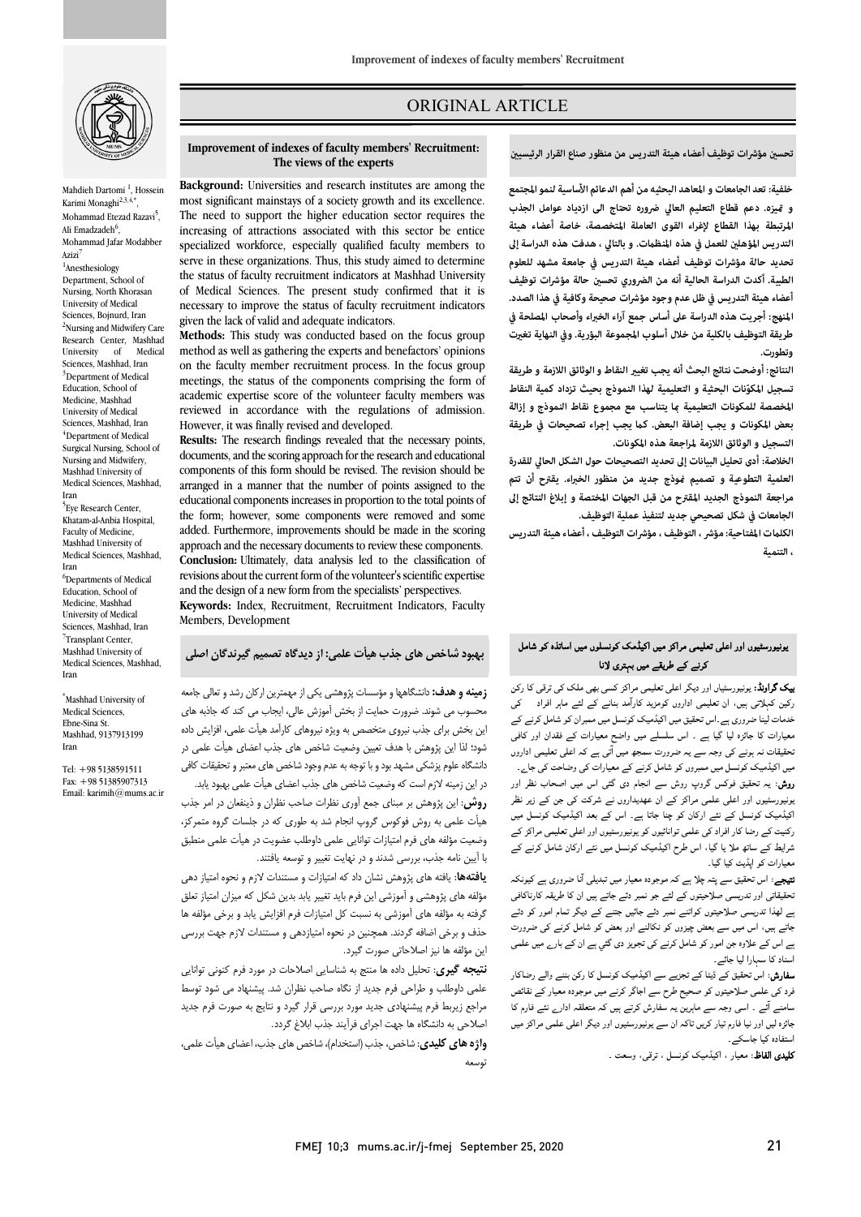ORIGINAL ARTICLE

# Improvement of indexes of faculty members' Recruitment: The views of the experts

Mahdieh Dartomi [1], Hossein Karimi Moonaghi[2,3,4,*], Mohammad Etezad Razavi[5], Ali Emadzadeh[6], Mohammad Jafar Modabber Azizi[7]

[1]Anesthesiology Department, School of Nursing, North Khorasan University of Medical Sciences, Bojnurd, Iran

[2]Nursing and Midwifery Care Research Center, Mashhad University of Medical Sciences, Mashhad, Iran

[3]Department of Medical Education, School of Medicine, Mashhad University of Medical Sciences, Mashhad, Iran

[4]Department of Medical Surgical Nursing, School of Nursing and Midwifery, Mashhad University of Medical Sciences, Mashhad, Iran

[5]Eye Research Center, Khatam-al-Anbia Hospital, Faculty of Medicine, Mashhad University of Medical Sciences, Mashhad, Iran

[6]Departments of Medical Education, School of Medicine, Mashhad University of Medical Sciences, Mashhad, Iran

[7]Transplant Center, Mashhad University of Medical Sciences, Mashhad, Iran

[*]Mashhad University of Medical Sciences, Ebne-Sina St. Mashhad, 9137913199 Iran

Tel: +98 5138591511
Fax: +98 51385907313
Email: karimih@mums.ac.ir

**Background:** Universities and research institutes are among the most significant mainstays of a society growth and its excellence. The need to support the higher education sector requires the increasing of attractions associated with this sector be entice specialized workforce, especially qualified faculty members to serve in these organizations. Thus, this study aimed to determine the status of faculty recruitment indicators at Mashhad University of Medical Sciences. The present study confirmed that it is necessary to improve the status of faculty recruitment indicators given the lack of valid and adequate indicators.

**Methods:** This study was conducted based on the focus group method as well as gathering the experts and benefactors' opinions on the faculty member recruitment process. In the focus group meetings, the status of the components comprising the form of academic expertise score of the volunteer faculty members was reviewed in accordance with the regulations of admission. However, it was finally revised and developed.

**Results:** The research findings revealed that the necessary points, documents, and the scoring approach for the research and educational components of this form should be revised. The revision should be arranged in a manner that the number of points assigned to the educational components increases in proportion to the total points of the form; however, some components were removed and some added. Furthermore, improvements should be made in the scoring approach and the necessary documents to review these components.

**Conclusion:** Ultimately, data analysis led to the classification of revisions about the current form of the volunteer's scientific expertise and the design of a new form from the specialists' perspectives.

**Keywords:** Index, Recruitment, Recruitment Indicators, Faculty Members, Development

## تحسين مؤشرات توظيف أعضاء هيئة التدريس من منظور صناع القرار الرئيسيين

**خلفية:** تعد الجامعات و المعاهد البحثيه من أهم الدعائم الأساسية لنمو المجتمع و تميزه. دعم قطاع التعليم العالي ضروره تحتاج الى ازدياد عوامل الجذب المرتبطة بهذا القطاع لإغراء القوى العاملة المتخصصة، خاصة أعضاء هيئة التدريس المؤهلين للعمل في هذه المنظمات. و بالتالي ، هدفت هذه الدراسة إلى تحديد حالة مؤشرات توظيف أعضاء هيئة التدريس في جامعة مشهد للعلوم الطبية. أكدت الدراسة الحالية أنه من الضروري تحسين حالة مؤشرات توظيف أعضاء هيئة التدريس في ظل عدم وجود مؤشرات صحيحة وكافية في هذا الصدد.

**المنهج:** أجريت هذه الدراسة على أساس جمع آراء الخبراء وأصحاب المصلحة في طريقة التوظيف بالكلية من خلال أسلوب المجموعة البؤرية. وفي النهاية تغيرت وتطورت.

**النتائج:** أوضحت نتائج البحث أنه يجب تغيير النقاط و الوثائق اللازمة و طريقة تسجيل المكوّنات البحثية و التعليمية لهذا النموذج بحيث تزداد كمية النقاط المخصصة للمكونات التعليمية بما يتناسب مع مجموع نقاط النموذج و إزالة بعض المكونات و يجب إضافة البعض. كما يجب إجراء تصحيحات في طريقة التسجيل و الوثائق اللازمة لمراجعة هذه المكونات.

**الخلاصة:** أدى تحليل البيانات إلى تحديد التصحيحات حول الشكل الحالي للقدرة العلمية التطوعية و تصميم نموذج جديد من منظور الخبراء. يقترح أن تتم مراجعة النموذج الجديد المقترح من قبل الجهات المختصة و إبلاغ النتائج إلى الجامعات في شكل تصحيحي جديد لتنفيذ عملية التوظيف.

**الكلمات المفتاحية:** مؤشر ، التوظيف ، مؤشرات التوظيف ، أعضاء هيئة التدريس ، التنمية

## بهبود شاخص های جذب هیأت علمی: از دیدگاه تصمیم گیرندگان اصلی

**زمینه و هدف:** دانشگاهها و مؤسسات پژوهشی یکی از مهمترین ارکان رشد و تعالی جامعه محسوب می شوند. ضرورت حمایت از بخش آموزش عالی، ایجاب می کند که جاذبه های این بخش برای جذب نیروی متخصص به ویژه نیروهای کارآمد هیأت علمی، افزایش داده شود؛ لذا این پژوهش با هدف تعیین وضعیت شاخص های جذب اعضای هیأت علمی در دانشگاه علوم پزشکی مشهد بود و با توجه به عدم وجود شاخص های معتبر و تحقیقات کافی در این زمینه لازم است که وضعیت شاخص های جذب اعضای هیأت علمی بهبود یابد.

**روش:** این پژوهش بر مبنای جمع آوری نظرات صاحب نظران و ذینفعان در امر جذب هیأت علمی به روش فوکوس گروپ انجام شد به طوری که در جلسات گروه متمرکز، وضعیت مؤلفه های فرم امتیازات توانایی علمی داوطلب عضویت در هیأت علمی منطبق با آیین نامه جذب، بررسی شدند و در نهایت تغییر و توسعه یافتند.

**یافته‌ها:** یافته های پژوهش نشان داد که امتیازات و مستندات لازم و نحوه امتیاز دهی مؤلفه های پژوهشی و آموزشی این فرم باید تغییر یابد بدین شکل که میزان امتیاز تعلق گرفته به مؤلفه های آموزشی به نسبت کل امتیازات فرم افزایش یابد و برخی مؤلفه ها حذف و برخی اضافه گردند. همچنین در نحوه امتیازدهی و مستندات لازم جهت بررسی این مؤلفه ها نیز اصلاحاتی صورت گیرد.

**نتیجه گیری:** تحلیل داده ها منتج به شناسایی اصلاحات در مورد فرم کنونی توانایی علمی داوطلب و طراحی فرم جدید از نگاه صاحب نظران شد. پیشنهاد می شود توسط مراجع زیربط فرم پیشنهادی جدید مورد بررسی قرار گیرد و نتایج به صورت فرم جدید اصلاحی به دانشگاه ها جهت اجرای فرآیند جذب ابلاغ گردد.

**واژه های کلیدی:** شاخص، جذب (استخدام)، شاخص های جذب، اعضای هیأت علمی، توسعه

## یونیورسٹیوں اور اعلی تعلیمی مراکز میں اکیڈمک کونسلوں میں اساتذہ کو شامل کرنے کے طریقے میں بہتری لانا

**بیک گراونڈ:** یونیورسٹیاں اور دیگر اعلی تعلیمی مراکز کسی بھی ملک کی ترقی کا رکن رکین کہلاتے ہیں، ان تعلیمی اداروں کومزید کارآمد بنانے کے لئے ماہر افراد کی خدمات لینا ضروری ہے۔اس تحقیق میں اکیڈمیک کونسل میں ممبران کو شامل کرنے کے معیارات کا جائزہ لیا گیا ہے ۔ اس سلسلے میں واضح معیارات کے فقدان اور کافی تحقیقات نہ ہونے کی وجہ سے یہ ضرورت سمجھ میں آتی ہے کہ اعلی تعلیمی اداروں میں اکیڈمیک کونسل میں ممبروں کو شامل کرنے کے معیارات کی وضاحت کی جاۓ۔

**روش:** یہ تحقیق فوکس گروپ روش سے انجام دی گئی اس میں اصحاب نظر اور یونیورسٹیوں اور اعلی علمی مراکز کے ان عہدیداروں نے شرکت کی جن کے زیر نظر اکیڈمیک کونسل کے نئے ارکان کو چنا جاتا ہے۔ اس کے بعد اکیڈمیک کونسل میں رکنیت کے رضا کار افراد کی علمی توانائیوں کو یونیورسٹیوں اور اعلی تعلیمی مراکز کے شرائط کے ساتھ ملا یا گیا، اس طرح اکیڈمیک کونسل میں نئے ارکان شامل کرنے کے معیارات کو اپڈیٹ کیا گیا۔

**نتیجے:** اس تحقیق سے پتہ چلا ہے کہ موجودہ معیار میں تبدیلی آنا ضروری ہے کیونکہ تحقیقاتی اور تدریسی صلاحیتوں کے لئے جو نمبر دئے جاتے ہیں ان کا طریقہ کارناکافی ہے لھذا تدریسی صلاحیتوں کوانتے نمبر دئے جائیں جتنے کے دیگر تمام امور کو دئے جاتے ہیں، اس میں سے بعض چیزوں کو نکالنے اور بعض کو شامل کرنے کی ضرورت ہے اس کے علاوہ جن امور کو شامل کرنے کی تجویز دی گئي ہے ان کے بارے میں علمی اسناد کا سہارا لیا جائے۔

**سفارش:** اس تحقیق کے ڈیٹا کے تجزیے سے اکیڈمیک کونسل کا رکن بننے والے رضاکار فرد کی علمی صلاحیتوں کو صحیح طرح سے اجاگر کرنے میں موجودہ معیار کے نقائص سامنے آئے ۔ اسی وجہ سے ماہرین یہ سفارش کرتے ہیں کہ متعلقہ ادارے نئے فارم کا جائزہ لیں اور نیا فارم تیار کریں تاکہ ان سے یونیورسٹیوں اور دیگر اعلی علمی مراکز میں استفادہ کیا جاسکے۔

**کلیدی الفاظ:** معیار ، اکیڈمیک کونسل ، ترقی، وسعت ۔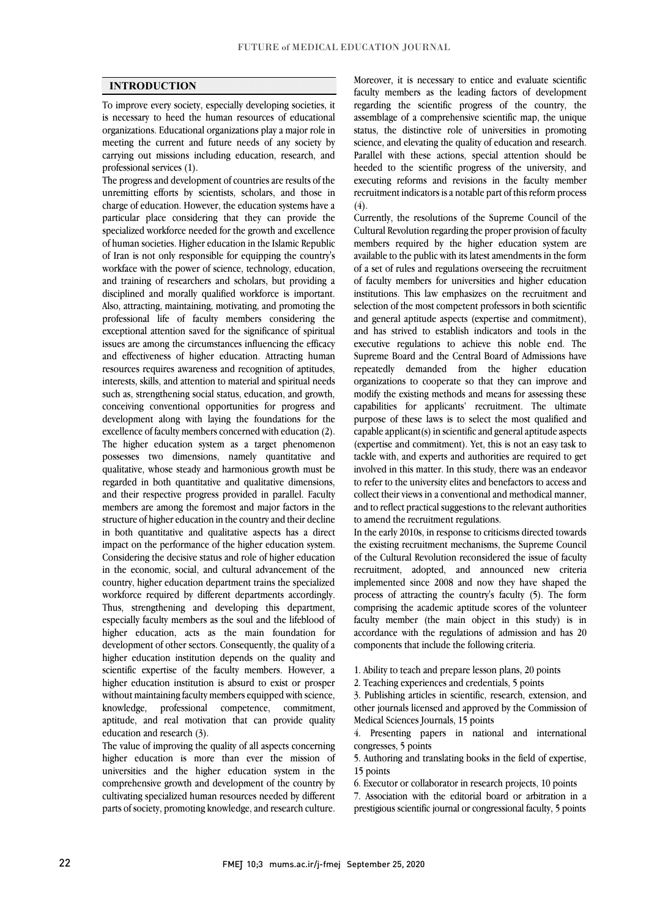## INTRODUCTION

To improve every society, especially developing societies, it is necessary to heed the human resources of educational organizations. Educational organizations play a major role in meeting the current and future needs of any society by carrying out missions including education, research, and professional services (1).

The progress and development of countries are results of the unremitting efforts by scientists, scholars, and those in charge of education. However, the education systems have a particular place considering that they can provide the specialized workforce needed for the growth and excellence of human societies. Higher education in the Islamic Republic of Iran is not only responsible for equipping the country's workface with the power of science, technology, education, and training of researchers and scholars, but providing a disciplined and morally qualified workforce is important. Also, attracting, maintaining, motivating, and promoting the professional life of faculty members considering the exceptional attention saved for the significance of spiritual issues are among the circumstances influencing the efficacy and effectiveness of higher education. Attracting human resources requires awareness and recognition of aptitudes, interests, skills, and attention to material and spiritual needs such as, strengthening social status, education, and growth, conceiving conventional opportunities for progress and development along with laying the foundations for the excellence of faculty members concerned with education (2).

The higher education system as a target phenomenon possesses two dimensions, namely quantitative and qualitative, whose steady and harmonious growth must be regarded in both quantitative and qualitative dimensions, and their respective progress provided in parallel. Faculty members are among the foremost and major factors in the structure of higher education in the country and their decline in both quantitative and qualitative aspects has a direct impact on the performance of the higher education system. Considering the decisive status and role of higher education in the economic, social, and cultural advancement of the country, higher education department trains the specialized workforce required by different departments accordingly. Thus, strengthening and developing this department, especially faculty members as the soul and the lifeblood of higher education, acts as the main foundation for development of other sectors. Consequently, the quality of a higher education institution depends on the quality and scientific expertise of the faculty members. However, a higher education institution is absurd to exist or prosper without maintaining faculty members equipped with science, knowledge, professional competence, commitment, aptitude, and real motivation that can provide quality education and research (3).

The value of improving the quality of all aspects concerning higher education is more than ever the mission of universities and the higher education system in the comprehensive growth and development of the country by cultivating specialized human resources needed by different parts of society, promoting knowledge, and research culture. Moreover, it is necessary to entice and evaluate scientific faculty members as the leading factors of development regarding the scientific progress of the country, the assemblage of a comprehensive scientific map, the unique status, the distinctive role of universities in promoting science, and elevating the quality of education and research. Parallel with these actions, special attention should be heeded to the scientific progress of the university, and executing reforms and revisions in the faculty member recruitment indicators is a notable part of this reform process (4).

Currently, the resolutions of the Supreme Council of the Cultural Revolution regarding the proper provision of faculty members required by the higher education system are available to the public with its latest amendments in the form of a set of rules and regulations overseeing the recruitment of faculty members for universities and higher education institutions. This law emphasizes on the recruitment and selection of the most competent professors in both scientific and general aptitude aspects (expertise and commitment), and has strived to establish indicators and tools in the executive regulations to achieve this noble end. The Supreme Board and the Central Board of Admissions have repeatedly demanded from the higher education organizations to cooperate so that they can improve and modify the existing methods and means for assessing these capabilities for applicants' recruitment. The ultimate purpose of these laws is to select the most qualified and capable applicant(s) in scientific and general aptitude aspects (expertise and commitment). Yet, this is not an easy task to tackle with, and experts and authorities are required to get involved in this matter. In this study, there was an endeavor to refer to the university elites and benefactors to access and collect their views in a conventional and methodical manner, and to reflect practical suggestions to the relevant authorities to amend the recruitment regulations.

In the early 2010s, in response to criticisms directed towards the existing recruitment mechanisms, the Supreme Council of the Cultural Revolution reconsidered the issue of faculty recruitment, adopted, and announced new criteria implemented since 2008 and now they have shaped the process of attracting the country's faculty (5). The form comprising the academic aptitude scores of the volunteer faculty member (the main object in this study) is in accordance with the regulations of admission and has 20 components that include the following criteria.

1. Ability to teach and prepare lesson plans, 20 points
2. Teaching experiences and credentials, 5 points
3. Publishing articles in scientific, research, extension, and other journals licensed and approved by the Commission of Medical Sciences Journals, 15 points
4. Presenting papers in national and international congresses, 5 points
5. Authoring and translating books in the field of expertise, 15 points
6. Executor or collaborator in research projects, 10 points
7. Association with the editorial board or arbitration in a prestigious scientific journal or congressional faculty, 5 points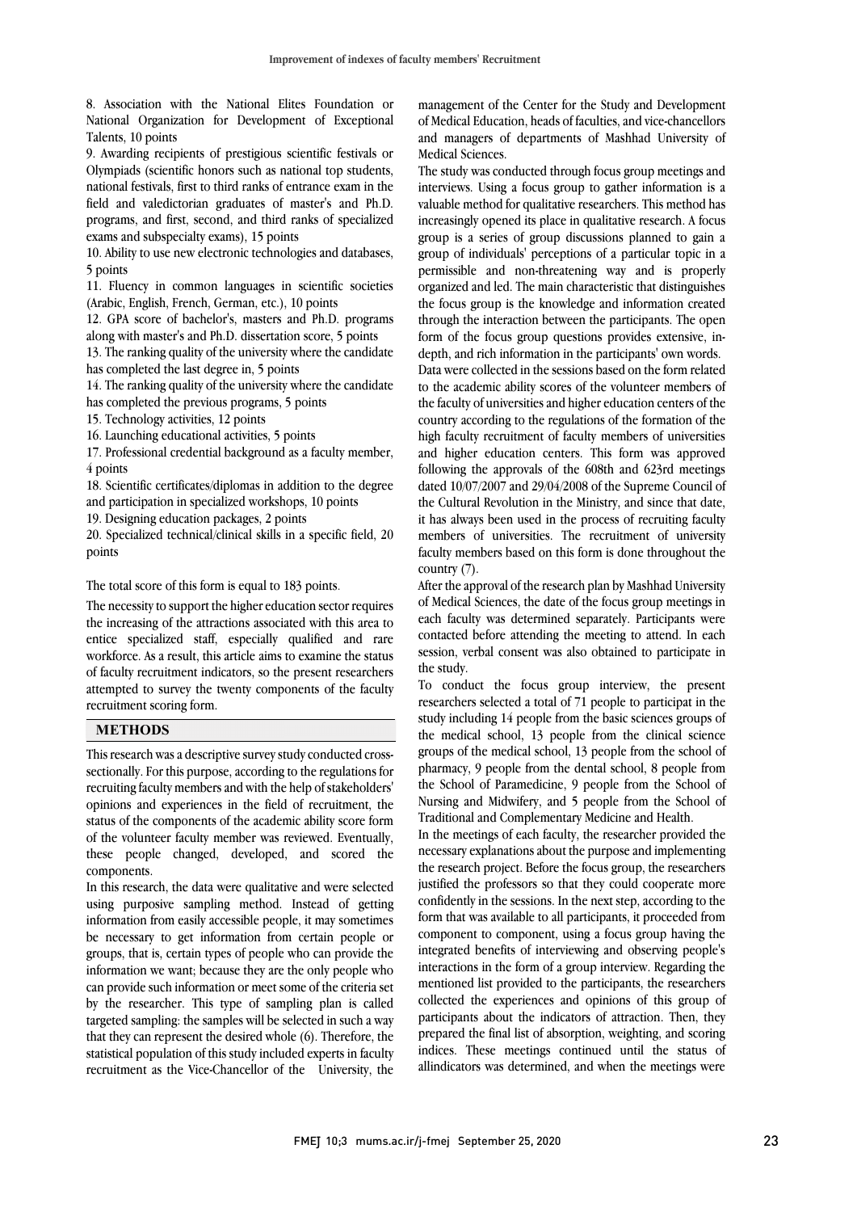8. Association with the National Elites Foundation or National Organization for Development of Exceptional Talents, 10 points

9. Awarding recipients of prestigious scientific festivals or Olympiads (scientific honors such as national top students, national festivals, first to third ranks of entrance exam in the field and valedictorian graduates of master's and Ph.D. programs, and first, second, and third ranks of specialized exams and subspecialty exams), 15 points

10. Ability to use new electronic technologies and databases, 5 points

11. Fluency in common languages in scientific societies (Arabic, English, French, German, etc.), 10 points

12. GPA score of bachelor's, masters and Ph.D. programs along with master's and Ph.D. dissertation score, 5 points

13. The ranking quality of the university where the candidate has completed the last degree in, 5 points

14. The ranking quality of the university where the candidate has completed the previous programs, 5 points

15. Technology activities, 12 points

16. Launching educational activities, 5 points

17. Professional credential background as a faculty member, 4 points

18. Scientific certificates/diplomas in addition to the degree and participation in specialized workshops, 10 points

19. Designing education packages, 2 points

20. Specialized technical/clinical skills in a specific field, 20 points

The total score of this form is equal to 183 points.

The necessity to support the higher education sector requires the increasing of the attractions associated with this area to entice specialized staff, especially qualified and rare workforce. As a result, this article aims to examine the status of faculty recruitment indicators, so the present researchers attempted to survey the twenty components of the faculty recruitment scoring form.

## METHODS

This research was a descriptive survey study conducted cross-sectionally. For this purpose, according to the regulations for recruiting faculty members and with the help of stakeholders' opinions and experiences in the field of recruitment, the status of the components of the academic ability score form of the volunteer faculty member was reviewed. Eventually, these people changed, developed, and scored the components.

In this research, the data were qualitative and were selected using purposive sampling method. Instead of getting information from easily accessible people, it may sometimes be necessary to get information from certain people or groups, that is, certain types of people who can provide the information we want; because they are the only people who can provide such information or meet some of the criteria set by the researcher. This type of sampling plan is called targeted sampling: the samples will be selected in such a way that they can represent the desired whole (6). Therefore, the statistical population of this study included experts in faculty recruitment as the Vice-Chancellor of the University, the management of the Center for the Study and Development of Medical Education, heads of faculties, and vice-chancellors and managers of departments of Mashhad University of Medical Sciences.

The study was conducted through focus group meetings and interviews. Using a focus group to gather information is a valuable method for qualitative researchers. This method has increasingly opened its place in qualitative research. A focus group is a series of group discussions planned to gain a group of individuals' perceptions of a particular topic in a permissible and non-threatening way and is properly organized and led. The main characteristic that distinguishes the focus group is the knowledge and information created through the interaction between the participants. The open form of the focus group questions provides extensive, in-depth, and rich information in the participants' own words.

Data were collected in the sessions based on the form related to the academic ability scores of the volunteer members of the faculty of universities and higher education centers of the country according to the regulations of the formation of the high faculty recruitment of faculty members of universities and higher education centers. This form was approved following the approvals of the 608th and 623rd meetings dated 10/07/2007 and 29/04/2008 of the Supreme Council of the Cultural Revolution in the Ministry, and since that date, it has always been used in the process of recruiting faculty members of universities. The recruitment of university faculty members based on this form is done throughout the country (7).

After the approval of the research plan by Mashhad University of Medical Sciences, the date of the focus group meetings in each faculty was determined separately. Participants were contacted before attending the meeting to attend. In each session, verbal consent was also obtained to participate in the study.

To conduct the focus group interview, the present researchers selected a total of 71 people to participat in the study including 14 people from the basic sciences groups of the medical school, 13 people from the clinical science groups of the medical school, 13 people from the school of pharmacy, 9 people from the dental school, 8 people from the School of Paramedicine, 9 people from the School of Nursing and Midwifery, and 5 people from the School of Traditional and Complementary Medicine and Health.

In the meetings of each faculty, the researcher provided the necessary explanations about the purpose and implementing the research project. Before the focus group, the researchers justified the professors so that they could cooperate more confidently in the sessions. In the next step, according to the form that was available to all participants, it proceeded from component to component, using a focus group having the integrated benefits of interviewing and observing people's interactions in the form of a group interview. Regarding the mentioned list provided to the participants, the researchers collected the experiences and opinions of this group of participants about the indicators of attraction. Then, they prepared the final list of absorption, weighting, and scoring indices. These meetings continued until the status of allindicators was determined, and when the meetings were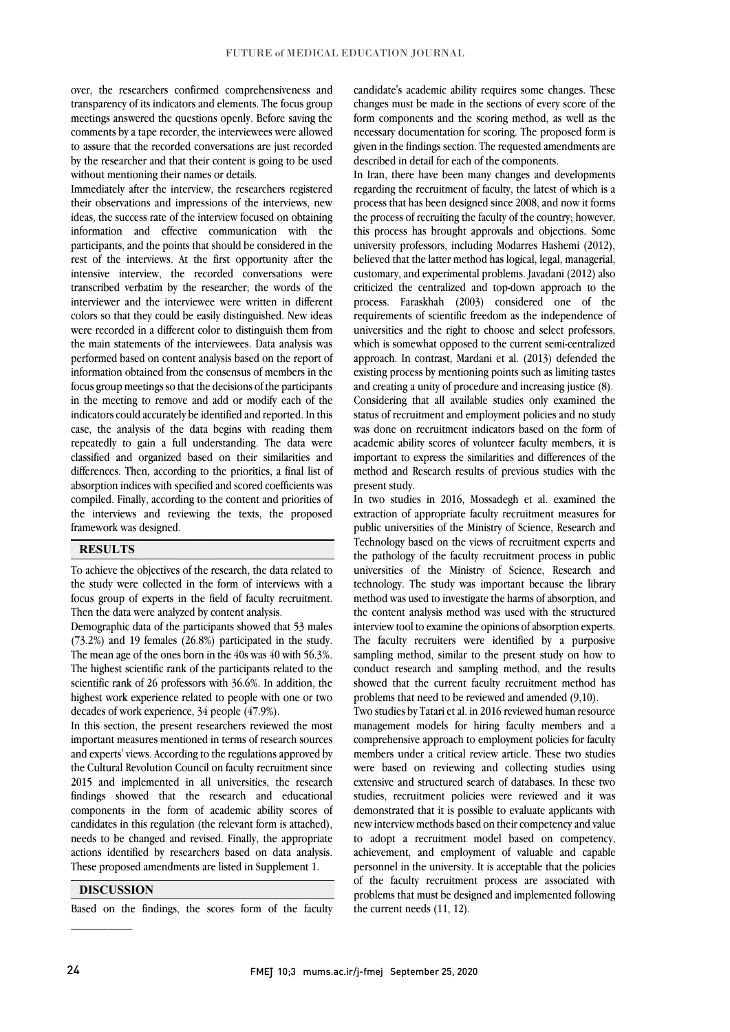over, the researchers confirmed comprehensiveness and transparency of its indicators and elements. The focus group meetings answered the questions openly. Before saving the comments by a tape recorder, the interviewees were allowed to assure that the recorded conversations are just recorded by the researcher and that their content is going to be used without mentioning their names or details.

Immediately after the interview, the researchers registered their observations and impressions of the interviews, new ideas, the success rate of the interview focused on obtaining information and effective communication with the participants, and the points that should be considered in the rest of the interviews. At the first opportunity after the intensive interview, the recorded conversations were transcribed verbatim by the researcher; the words of the interviewer and the interviewee were written in different colors so that they could be easily distinguished. New ideas were recorded in a different color to distinguish them from the main statements of the interviewees. Data analysis was performed based on content analysis based on the report of information obtained from the consensus of members in the focus group meetings so that the decisions of the participants in the meeting to remove and add or modify each of the indicators could accurately be identified and reported. In this case, the analysis of the data begins with reading them repeatedly to gain a full understanding. The data were classified and organized based on their similarities and differences. Then, according to the priorities, a final list of absorption indices with specified and scored coefficients was compiled. Finally, according to the content and priorities of the interviews and reviewing the texts, the proposed framework was designed.

## RESULTS

To achieve the objectives of the research, the data related to the study were collected in the form of interviews with a focus group of experts in the field of faculty recruitment. Then the data were analyzed by content analysis.

Demographic data of the participants showed that 53 males (73.2%) and 19 females (26.8%) participated in the study. The mean age of the ones born in the 40s was 40 with 56.3%. The highest scientific rank of the participants related to the scientific rank of 26 professors with 36.6%. In addition, the highest work experience related to people with one or two decades of work experience, 34 people (47.9%).

In this section, the present researchers reviewed the most important measures mentioned in terms of research sources and experts' views. According to the regulations approved by the Cultural Revolution Council on faculty recruitment since 2015 and implemented in all universities, the research findings showed that the research and educational components in the form of academic ability scores of candidates in this regulation (the relevant form is attached), needs to be changed and revised. Finally, the appropriate actions identified by researchers based on data analysis. These proposed amendments are listed in Supplement 1.

## DISCUSSION

Based on the findings, the scores form of the faculty candidate's academic ability requires some changes. These changes must be made in the sections of every score of the form components and the scoring method, as well as the necessary documentation for scoring. The proposed form is given in the findings section. The requested amendments are described in detail for each of the components.

In Iran, there have been many changes and developments regarding the recruitment of faculty, the latest of which is a process that has been designed since 2008, and now it forms the process of recruiting the faculty of the country; however, this process has brought approvals and objections. Some university professors, including Modarres Hashemi (2012), believed that the latter method has logical, legal, managerial, customary, and experimental problems. Javadani (2012) also criticized the centralized and top-down approach to the process. Faraskhah (2003) considered one of the requirements of scientific freedom as the independence of universities and the right to choose and select professors, which is somewhat opposed to the current semi-centralized approach. In contrast, Mardani et al. (2013) defended the existing process by mentioning points such as limiting tastes and creating a unity of procedure and increasing justice (8). Considering that all available studies only examined the status of recruitment and employment policies and no study was done on recruitment indicators based on the form of academic ability scores of volunteer faculty members, it is important to express the similarities and differences of the method and Research results of previous studies with the present study.

In two studies in 2016, Mossadegh et al. examined the extraction of appropriate faculty recruitment measures for public universities of the Ministry of Science, Research and Technology based on the views of recruitment experts and the pathology of the faculty recruitment process in public universities of the Ministry of Science, Research and technology. The study was important because the library method was used to investigate the harms of absorption, and the content analysis method was used with the structured interview tool to examine the opinions of absorption experts. The faculty recruiters were identified by a purposive sampling method, similar to the present study on how to conduct research and sampling method, and the results showed that the current faculty recruitment method has problems that need to be reviewed and amended (9,10).

Two studies by Tatari et al. in 2016 reviewed human resource management models for hiring faculty members and a comprehensive approach to employment policies for faculty members under a critical review article. These two studies were based on reviewing and collecting studies using extensive and structured search of databases. In these two studies, recruitment policies were reviewed and it was demonstrated that it is possible to evaluate applicants with new interview methods based on their competency and value to adopt a recruitment model based on competency, achievement, and employment of valuable and capable personnel in the university. It is acceptable that the policies of the faculty recruitment process are associated with problems that must be designed and implemented following the current needs (11, 12).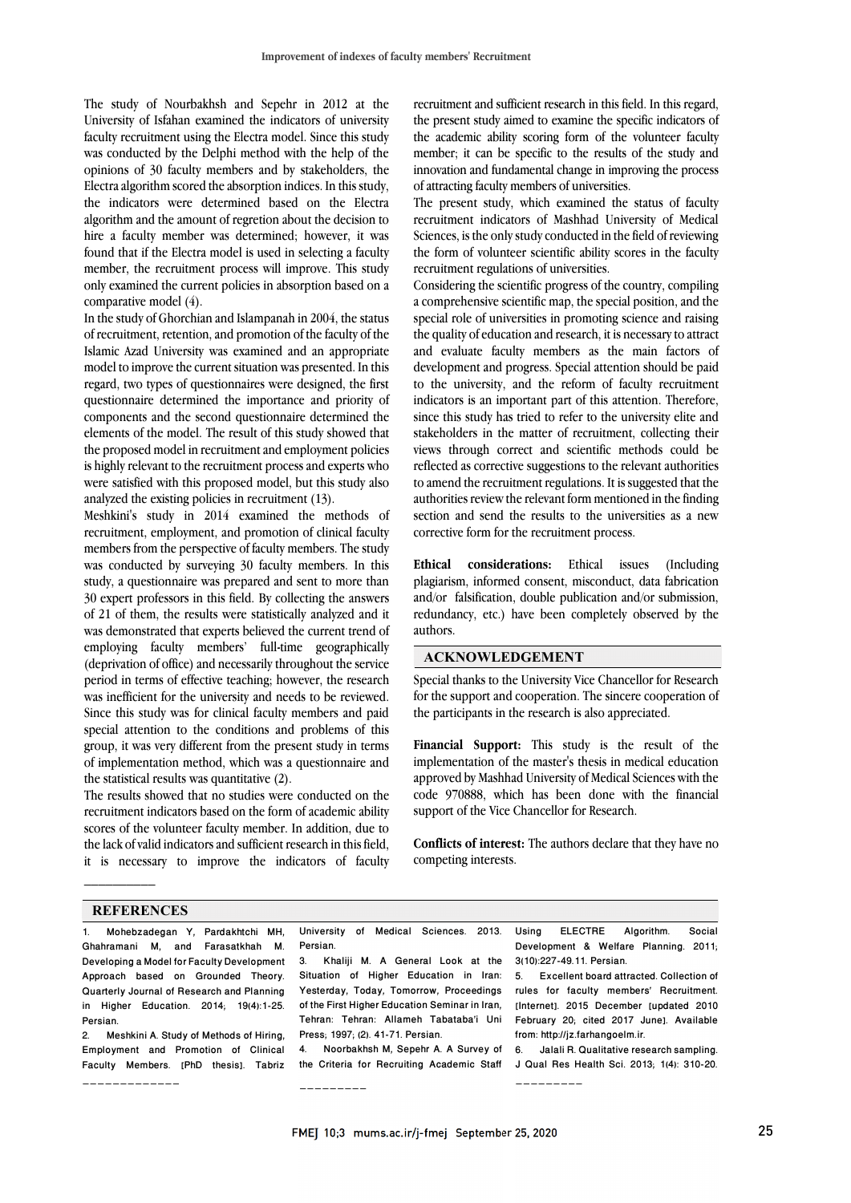The study of Nourbakhsh and Sepehr in 2012 at the University of Isfahan examined the indicators of university faculty recruitment using the Electra model. Since this study was conducted by the Delphi method with the help of the opinions of 30 faculty members and by stakeholders, the Electra algorithm scored the absorption indices. In this study, the indicators were determined based on the Electra algorithm and the amount of regretion about the decision to hire a faculty member was determined; however, it was found that if the Electra model is used in selecting a faculty member, the recruitment process will improve. This study only examined the current policies in absorption based on a comparative model (4).

In the study of Ghorchian and Islampanah in 2004, the status of recruitment, retention, and promotion of the faculty of the Islamic Azad University was examined and an appropriate model to improve the current situation was presented. In this regard, two types of questionnaires were designed, the first questionnaire determined the importance and priority of components and the second questionnaire determined the elements of the model. The result of this study showed that the proposed model in recruitment and employment policies is highly relevant to the recruitment process and experts who were satisfied with this proposed model, but this study also analyzed the existing policies in recruitment (13).

Meshkini's study in 2014 examined the methods of recruitment, employment, and promotion of clinical faculty members from the perspective of faculty members. The study was conducted by surveying 30 faculty members. In this study, a questionnaire was prepared and sent to more than 30 expert professors in this field. By collecting the answers of 21 of them, the results were statistically analyzed and it was demonstrated that experts believed the current trend of employing faculty members' full-time geographically (deprivation of office) and necessarily throughout the service period in terms of effective teaching; however, the research was inefficient for the university and needs to be reviewed. Since this study was for clinical faculty members and paid special attention to the conditions and problems of this group, it was very different from the present study in terms of implementation method, which was a questionnaire and the statistical results was quantitative (2).

The results showed that no studies were conducted on the recruitment indicators based on the form of academic ability scores of the volunteer faculty member. In addition, due to the lack of valid indicators and sufficient research in this field, it is necessary to improve the indicators of faculty recruitment and sufficient research in this field. In this regard, the present study aimed to examine the specific indicators of the academic ability scoring form of the volunteer faculty member; it can be specific to the results of the study and innovation and fundamental change in improving the process of attracting faculty members of universities.

The present study, which examined the status of faculty recruitment indicators of Mashhad University of Medical Sciences, is the only study conducted in the field of reviewing the form of volunteer scientific ability scores in the faculty recruitment regulations of universities.

Considering the scientific progress of the country, compiling a comprehensive scientific map, the special position, and the special role of universities in promoting science and raising the quality of education and research, it is necessary to attract and evaluate faculty members as the main factors of development and progress. Special attention should be paid to the university, and the reform of faculty recruitment indicators is an important part of this attention. Therefore, since this study has tried to refer to the university elite and stakeholders in the matter of recruitment, collecting their views through correct and scientific methods could be reflected as corrective suggestions to the relevant authorities to amend the recruitment regulations. It is suggested that the authorities review the relevant form mentioned in the finding section and send the results to the universities as a new corrective form for the recruitment process.

**Ethical considerations:** Ethical issues (Including plagiarism, informed consent, misconduct, data fabrication and/or falsification, double publication and/or submission, redundancy, etc.) have been completely observed by the authors.

## ACKNOWLEDGEMENT

Special thanks to the University Vice Chancellor for Research for the support and cooperation. The sincere cooperation of the participants in the research is also appreciated.

**Financial Support:** This study is the result of the implementation of the master's thesis in medical education approved by Mashhad University of Medical Sciences with the code 970888, which has been done with the financial support of the Vice Chancellor for Research.

**Conflicts of interest:** The authors declare that they have no competing interests.

## REFERENCES

1. Mohebzadegan Y, Pardakhtchi MH, Ghahramani M, and Farasatkhah M. Developing a Model for Faculty Development Approach based on Grounded Theory. Quarterly Journal of Research and Planning in Higher Education. 2014; 19(4):1-25. Persian.
2. Meshkini A. Study of Methods of Hiring, Employment and Promotion of Clinical Faculty Members. [PhD thesis]. Tabriz University of Medical Sciences. 2013. Persian.
3. Khaliji M. A General Look at the Situation of Higher Education in Iran: Yesterday, Today, Tomorrow, Proceedings of the First Higher Education Seminar in Iran, Tehran: Tehran: Allameh Tabataba'i Uni Press; 1997; (2). 41-71. Persian.
4. Noorbakhsh M, Sepehr A. A Survey of the Criteria for Recruiting Academic Staff Using ELECTRE Algorithm. Social Development & Welfare Planning. 2011; 3(10):227-49.11. Persian.
5. Excellent board attracted. Collection of rules for faculty members' Recruitment. [Internet]. 2015 December [updated 2010 February 20; cited 2017 June]. Available from: http://jz.farhangoelm.ir.
6. Jalali R. Qualitative research sampling. J Qual Res Health Sci. 2013; 1(4): 310-20.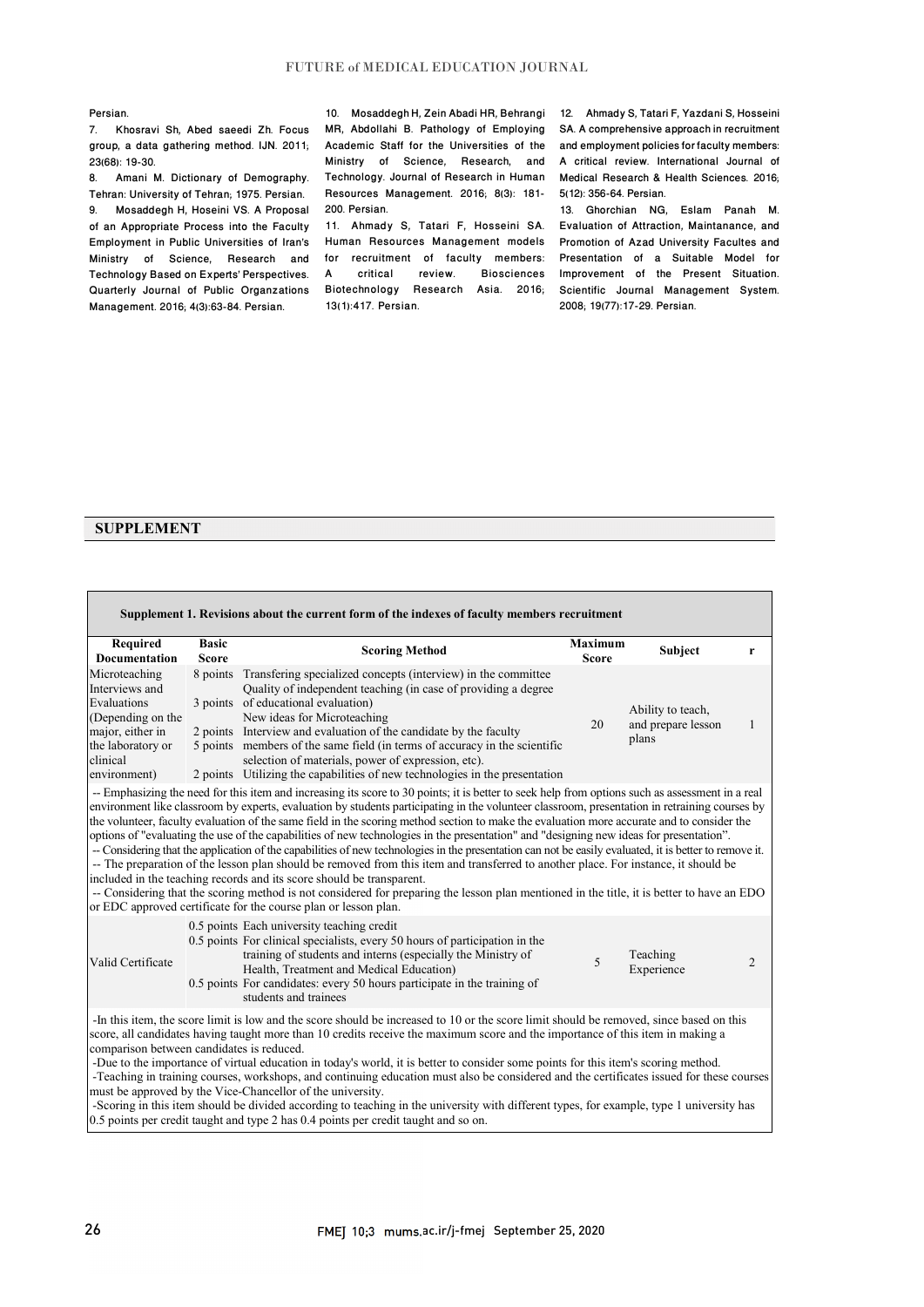Persian.

7. Khosravi Sh, Abed saeedi Zh. Focus group, a data gathering method. IJN. 2011; 23(68): 19-30.

8. Amani M. Dictionary of Demography. Tehran: University of Tehran; 1975. Persian.

9. Mosaddegh H, Hoseini VS. A Proposal of an Appropriate Process into the Faculty Employment in Public Universities of Iran's Ministry of Science, Research and Technology Based on Experts' Perspectives. Quarterly Journal of Public Organzations Management. 2016; 4(3):63-84. Persian.

10. Mosaddegh H, Zein Abadi HR, Behrangi MR, Abdollahi B. Pathology of Employing Academic Staff for the Universities of the Ministry of Science, Research, and Technology. Journal of Research in Human Resources Management. 2016; 8(3): 181-200. Persian.

11. Ahmady S, Tatari F, Hosseini SA. Human Resources Management models for recruitment of faculty members: A critical review. Biosciences Biotechnology Research Asia. 2016; 13(1):417. Persian.

12. Ahmady S, Tatari F, Yazdani S, Hosseini SA. A comprehensive approach in recruitment and employment policies for faculty members: A critical review. International Journal of Medical Research & Health Sciences. 2016; 5(12): 356-64. Persian.

13. Ghorchian NG, Eslam Panah M. Evaluation of Attraction, Maintanance, and Promotion of Azad University Facultes and Presentation of a Suitable Model for Improvement of the Present Situation. Scientific Journal Management System. 2008; 19(77):17-29. Persian.

## SUPPLEMENT

**Supplement 1. Revisions about the current form of the indexes of faculty members recruitment**

| Required Documentation | Basic Score | Scoring Method | Maximum Score | Subject | r |
|---|---|---|---|---|---|
| Microteaching Interviews and Evaluations (Depending on the major, either in the laboratory or clinical environment) | 8 points<br>3 points<br>2 points<br>5 points<br>2 points | Transfering specialized concepts (interview) in the committee<br>Quality of independent teaching (in case of providing a degree of educational evaluation)<br>New ideas for Microteaching<br>Interview and evaluation of the candidate by the faculty members of the same field (in terms of accuracy in the scientific selection of materials, power of expression, etc).<br>Utilizing the capabilities of new technologies in the presentation | 20 | Ability to teach, and prepare lesson plans | 1 |
| -- Emphasizing the need for this item and increasing its score to 30 points; it is better to seek help from options such as assessment in a real environment like classroom by experts, evaluation by students participating in the volunteer classroom, presentation in retraining courses by the volunteer, faculty evaluation of the same field in the scoring method section to make the evaluation more accurate and to consider the options of "evaluating the use of the capabilities of new technologies in the presentation" and "designing new ideas for presentation".<br>-- Considering that the application of the capabilities of new technologies in the presentation can not be easily evaluated, it is better to remove it.<br>-- The preparation of the lesson plan should be removed from this item and transferred to another place. For instance, it should be included in the teaching records and its score should be transparent.<br>-- Considering that the scoring method is not considered for preparing the lesson plan mentioned in the title, it is better to have an EDO or EDC approved certificate for the course plan or lesson plan. | | | | | |
| Valid Certificate | 0.5 points<br>0.5 points<br>0.5 points | Each university teaching credit<br>For clinical specialists, every 50 hours of participation in the training of students and interns (especially the Ministry of Health, Treatment and Medical Education)<br>For candidates: every 50 hours participate in the training of students and trainees | 5 | Teaching Experience | 2 |
| -In this item, the score limit is low and the score should be increased to 10 or the score limit should be removed, since based on this score, all candidates having taught more than 10 credits receive the maximum score and the importance of this item in making a comparison between candidates is reduced.<br>-Due to the importance of virtual education in today's world, it is better to consider some points for this item's scoring method.<br>-Teaching in training courses, workshops, and continuing education must also be considered and the certificates issued for these courses must be approved by the Vice-Chancellor of the university.<br>-Scoring in this item should be divided according to teaching in the university with different types, for example, type 1 university has 0.5 points per credit taught and type 2 has 0.4 points per credit taught and so on. | | | | | |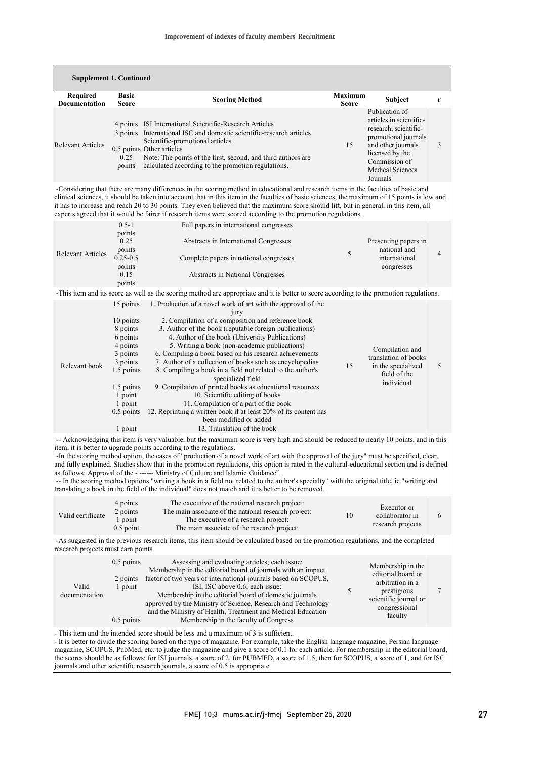**Supplement 1. Continued**

| Required Documentation | Basic Score | Scoring Method | Maximum Score | Subject | r |
|---|---|---|---|---|---|
| Relevant Articles | 4 points<br>3 points<br><br>0.5 points<br>0.25 points | ISI International Scientific-Research Articles<br>International ISC and domestic scientific-research articles<br>Scientific-promotional articles<br>Other articles<br>Note: The points of the first, second, and third authors are calculated according to the promotion regulations. | 15 | Publication of articles in scientific-research, scientific-promotional journals and other journals licensed by the Commission of Medical Sciences Journals | 3 |
| -Considering that there are many differences in the scoring method in educational and research items in the faculties of basic and clinical sciences, it should be taken into account that in this item in the faculties of basic sciences, the maximum of 15 points is low and it has to increase and reach 20 to 30 points. They even believed that the maximum score should lift, but in general, in this item, all experts agreed that it would be fairer if research items were scored according to the promotion regulations. | | | | | |
| Relevant Articles | 0.5-1 points<br>0.25 points<br>0.25-0.5 points<br>0.15 points | Full papers in international congresses<br>Abstracts in International Congresses<br>Complete papers in national congresses<br>Abstracts in National Congresses | 5 | Presenting papers in national and international congresses | 4 |
| -This item and its score as well as the scoring method are appropriate and it is better to score according to the promotion regulations. | | | | | |
| Relevant book | 15 points<br><br>10 points<br>8 points<br>6 points<br>4 points<br>3 points<br>3 points<br>1.5 points<br><br>1.5 points<br>1 point<br>1 point<br>0.5 points<br><br>1 point | 1. Production of a novel work of art with the approval of the jury<br>2. Compilation of a composition and reference book<br>3. Author of the book (reputable foreign publications)<br>4. Author of the book (University Publications)<br>5. Writing a book (non-academic publications)<br>6. Compiling a book based on his research achievements<br>7. Author of a collection of books such as encyclopedias<br>8. Compiling a book in a field not related to the author's specialized field<br>9. Compilation of printed books as educational resources<br>10. Scientific editing of books<br>11. Compilation of a part of the book<br>12. Reprinting a written book if at least 20% of its content has been modified or added<br>13. Translation of the book | 15 | Compilation and translation of books in the specialized field of the individual | 5 |
| -- Acknowledging this item is very valuable, but the maximum score is very high and should be reduced to nearly 10 points, and in this item, it is better to upgrade points according to the regulations.<br>-In the scoring method option, the cases of "production of a novel work of art with the approval of the jury" must be specified, clear, and fully explained. Studies show that in the promotion regulations, this option is rated in the cultural-educational section and is defined as follows: Approval of the - ------ Ministry of Culture and Islamic Guidance".<br>-- In the scoring method options "writing a book in a field not related to the author's specialty" with the original title, ie "writing and translating a book in the field of the individual" does not match and it is better to be removed. | | | | | |
| Valid certificate | 4 points<br>2 points<br>1 point<br>0.5 point | The executive of the national research project:<br>The main associate of the national research project:<br>The executive of a research project:<br>The main associate of the research project: | 10 | Executor or collaborator in research projects | 6 |
| -As suggested in the previous research items, this item should be calculated based on the promotion regulations, and the completed research projects must earn points. | | | | | |
| Valid documentation | 0.5 points<br><br>2 points<br>1 point<br><br><br>0.5 points | Assessing and evaluating articles; each issue:<br>Membership in the editorial board of journals with an impact factor of two years of international journals based on SCOPUS, ISI, ISC above 0.6; each issue:<br>Membership in the editorial board of domestic journals approved by the Ministry of Science, Research and Technology and the Ministry of Health, Treatment and Medical Education<br>Membership in the faculty of Congress | 5 | Membership in the editorial board or arbitration in a prestigious scientific journal or congressional faculty | 7 |
| - This item and the intended score should be less and a maximum of 3 is sufficient.<br>- It is better to divide the scoring based on the type of magazine. For example, take the English language magazine, Persian language magazine, SCOPUS, PubMed, etc. to judge the magazine and give a score of 0.1 for each article. For membership in the editorial board, the scores should be as follows: for ISI journals, a score of 2, for PUBMED, a score of 1.5, then for SCOPUS, a score of 1, and for ISC journals and other scientific research journals, a score of 0.5 is appropriate. | | | | | |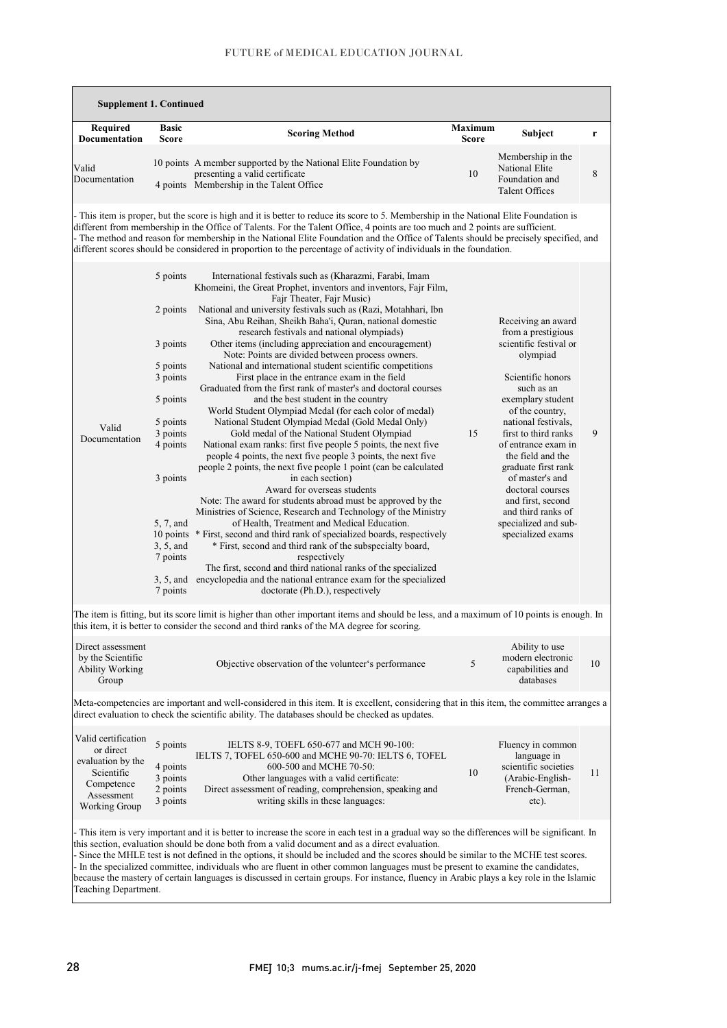**Supplement 1. Continued**

| Required Documentation | Basic Score | Scoring Method | Maximum Score | Subject | r |
|---|---|---|---|---|---|
| Valid Documentation | 10 points<br>4 points | A member supported by the National Elite Foundation by presenting a valid certificate<br>Membership in the Talent Office | 10 | Membership in the National Elite Foundation and Talent Offices | 8 |
| - This item is proper, but the score is high and it is better to reduce its score to 5. Membership in the National Elite Foundation is different from membership in the Office of Talents. For the Talent Office, 4 points are too much and 2 points are sufficient.<br>- The method and reason for membership in the National Elite Foundation and the Office of Talents should be precisely specified, and different scores should be considered in proportion to the percentage of activity of individuals in the foundation. | | | | | |
| Valid Documentation | 5 points<br><br>2 points<br><br>3 points<br><br>5 points<br>3 points<br><br>5 points<br><br>5 points<br>3 points<br>4 points<br><br>3 points<br><br>5, 7, and 10 points<br>3, 5, and 7 points<br><br>3, 5, and 7 points | International festivals such as (Kharazmi, Farabi, Imam Khomeini, the Great Prophet, inventors and inventors, Fajr Film, Fajr Theater, Fajr Music)<br>National and university festivals such as (Razi, Motahhari, Ibn Sina, Abu Reihan, Sheikh Baha'i, Quran, national domestic research festivals and national olympiads)<br>Other items (including appreciation and encouragement)<br>Note: Points are divided between process owners.<br>National and international student scientific competitions<br>First place in the entrance exam in the field<br>Graduated from the first rank of master's and doctoral courses and the best student in the country<br>World Student Olympiad Medal (for each color of medal)<br>National Student Olympiad Medal (Gold Medal Only)<br>Gold medal of the National Student Olympiad<br>National exam ranks: first five people 5 points, the next five people 4 points, the next five people 3 points, the next five people 2 points, the next five people 1 point (can be calculated in each section)<br>Award for overseas students<br>Note: The award for students abroad must be approved by the Ministries of Science, Research and Technology of the Ministry of Health, Treatment and Medical Education.<br>* First, second and third rank of specialized boards, respectively<br>* First, second and third rank of the subspecialty board, respectively<br>The first, second and third national ranks of the specialized encyclopedia and the national entrance exam for the specialized doctorate (Ph.D.), respectively | 15 | Receiving an award from a prestigious scientific festival or olympiad<br><br>Scientific honors such as an exemplary student of the country, national festivals, first to third ranks of entrance exam in the field and the graduate first rank of master's and doctoral courses and first, second and third ranks of specialized and sub-specialized exams | 9 |
| The item is fitting, but its score limit is higher than other important items and should be less, and a maximum of 10 points is enough. In this item, it is better to consider the second and third ranks of the MA degree for scoring. | | | | | |
| Direct assessment by the Scientific Ability Working Group | | Objective observation of the volunteer's performance | 5 | Ability to use modern electronic capabilities and databases | 10 |
| Meta-competencies are important and well-considered in this item. It is excellent, considering that in this item, the committee arranges a direct evaluation to check the scientific ability. The databases should be checked as updates. | | | | | |
| Valid certification or direct evaluation by the Scientific Competence Assessment Working Group | 5 points<br><br>4 points<br>3 points<br>2 points<br>3 points | IELTS 8-9, TOEFL 650-677 and MCH 90-100:<br>IELTS 7, TOEFL 650-600 and MCHE 90-70: IELTS 6, TOEFL 600-500 and MCHE 70-50:<br>Other languages with a valid certificate:<br>Direct assessment of reading, comprehension, speaking and writing skills in these languages: | 10 | Fluency in common language in scientific societies (Arabic-English-French-German, etc). | 11 |
| - This item is very important and it is better to increase the score in each test in a gradual way so the differences will be significant. In this section, evaluation should be done both from a valid document and as a direct evaluation.<br>- Since the MHLE test is not defined in the options, it should be included and the scores should be similar to the MCHE test scores.<br>- In the specialized committee, individuals who are fluent in other common languages must be present to examine the candidates, because the mastery of certain languages is discussed in certain groups. For instance, fluency in Arabic plays a key role in the Islamic Teaching Department. | | | | | |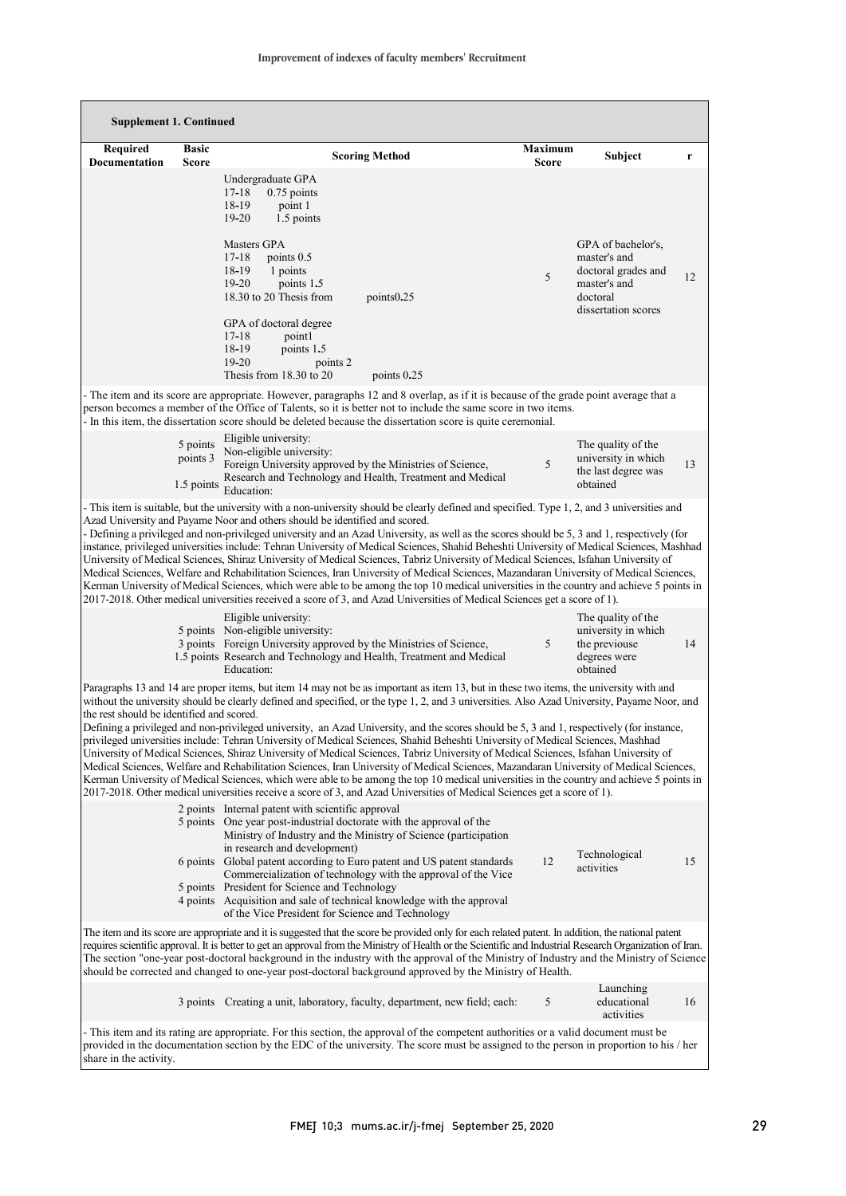**Supplement 1. Continued**

| Required Documentation | Basic Score | Scoring Method | Maximum Score | Subject | r |
|---|---|---|---|---|---|
| | | Undergraduate GPA<br>17-18 0.75 points<br>18-19 point 1<br>19-20 1.5 points<br><br>Masters GPA<br>17-18 points 0.5<br>18-19 1 points<br>19-20 points 1.5<br>18.30 to 20 Thesis from points0.25<br><br>GPA of doctoral degree<br>17-18 point1<br>18-19 points 1.5<br>19-20 points 2<br>Thesis from 18.30 to 20 points 0.25 | 5 | GPA of bachelor's, master's and doctoral grades and master's and doctoral dissertation scores | 12 |
| - The item and its score are appropriate. However, paragraphs 12 and 8 overlap, as if it is because of the grade point average that a person becomes a member of the Office of Talents, so it is better not to include the same score in two items.<br>- In this item, the dissertation score should be deleted because the dissertation score is quite ceremonial. | | | | | |
| | 5 points<br>points 3<br>1.5 points | Eligible university:<br>Non-eligible university:<br>Foreign University approved by the Ministries of Science, Research and Technology and Health, Treatment and Medical Education: | 5 | The quality of the university in which the last degree was obtained | 13 |
| - This item is suitable, but the university with a non-university should be clearly defined and specified. Type 1, 2, and 3 universities and Azad University and Payame Noor and others should be identified and scored.<br>- Defining a privileged and non-privileged university and an Azad University, as well as the scores should be 5, 3 and 1, respectively (for instance, privileged universities include: Tehran University of Medical Sciences, Shahid Beheshti University of Medical Sciences, Mashhad University of Medical Sciences, Shiraz University of Medical Sciences, Tabriz University of Medical Sciences, Isfahan University of Medical Sciences, Welfare and Rehabilitation Sciences, Iran University of Medical Sciences, Mazandaran University of Medical Sciences, Kerman University of Medical Sciences, which were able to be among the top 10 medical universities in the country and achieve 5 points in 2017-2018. Other medical universities received a score of 3, and Azad Universities of Medical Sciences get a score of 1). | | | | | |
| | 5 points<br>3 points<br>1.5 points | Eligible university:<br>Non-eligible university:<br>Foreign University approved by the Ministries of Science, Research and Technology and Health, Treatment and Medical Education: | 5 | The quality of the university in which the previouse degrees were obtained | 14 |
| Paragraphs 13 and 14 are proper items, but item 14 may not be as important as item 13, but in these two items, the university with and without the university should be clearly defined and specified, or the type 1, 2, and 3 universities. Also Azad University, Payame Noor, and the rest should be identified and scored.<br>Defining a privileged and non-privileged university, an Azad University, and the scores should be 5, 3 and 1, respectively (for instance, privileged universities include: Tehran University of Medical Sciences, Shahid Beheshti University of Medical Sciences, Mashhad University of Medical Sciences, Shiraz University of Medical Sciences, Tabriz University of Medical Sciences, Isfahan University of Medical Sciences, Welfare and Rehabilitation Sciences, Iran University of Medical Sciences, Mazandaran University of Medical Sciences, Kerman University of Medical Sciences, which were able to be among the top 10 medical universities in the country and achieve 5 points in 2017-2018. Other medical universities receive a score of 3, and Azad Universities of Medical Sciences get a score of 1). | | | | | |
| | 2 points<br>5 points<br><br><br>6 points<br><br>5 points<br>4 points | Internal patent with scientific approval<br>One year post-industrial doctorate with the approval of the Ministry of Industry and the Ministry of Science (participation in research and development)<br>Global patent according to Euro patent and US patent standards<br>Commercialization of technology with the approval of the Vice President for Science and Technology<br>Acquisition and sale of technical knowledge with the approval of the Vice President for Science and Technology | 12 | Technological activities | 15 |
| The item and its score are appropriate and it is suggested that the score be provided only for each related patent. In addition, the national patent requires scientific approval. It is better to get an approval from the Ministry of Health or the Scientific and Industrial Research Organization of Iran. The section "one-year post-doctoral background in the industry with the approval of the Ministry of Industry and the Ministry of Science should be corrected and changed to one-year post-doctoral background approved by the Ministry of Health. | | | | | |
| | 3 points | Creating a unit, laboratory, faculty, department, new field; each: | 5 | Launching educational activities | 16 |
| - This item and its rating are appropriate. For this section, the approval of the competent authorities or a valid document must be provided in the documentation section by the EDC of the university. The score must be assigned to the person in proportion to his / her share in the activity. | | | | | |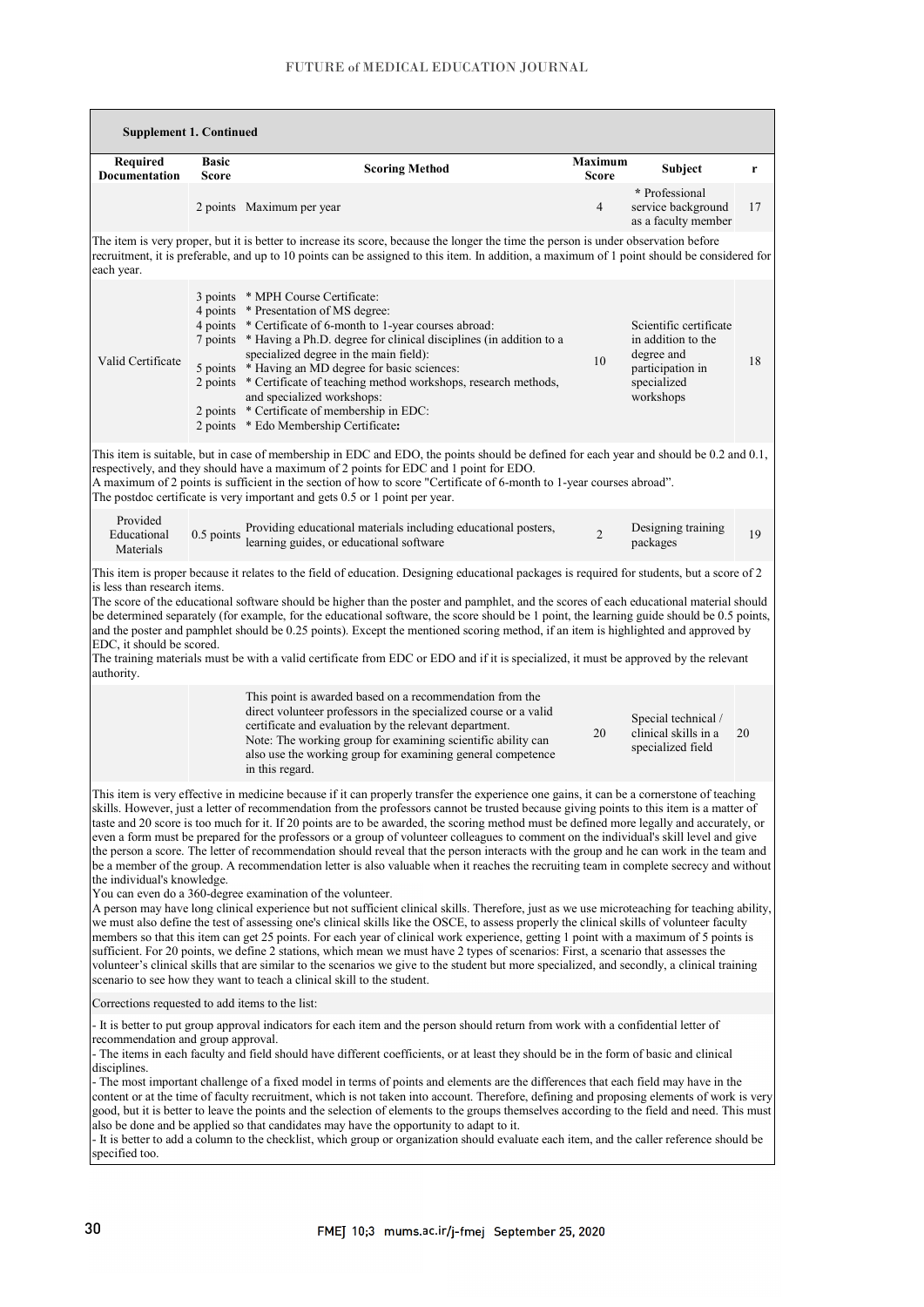**Supplement 1. Continued**

| Required Documentation | Basic Score | Scoring Method | Maximum Score | Subject | r |
|---|---|---|---|---|---|
| | 2 points | Maximum per year | 4 | * Professional service background as a faculty member | 17 |

The item is very proper, but it is better to increase its score, because the longer the time the person is under observation before recruitment, it is preferable, and up to 10 points can be assigned to this item. In addition, a maximum of 1 point should be considered for each year.

| Required Documentation | Basic Score | Scoring Method | Maximum Score | Subject | r |
|---|---|---|---|---|---|
| Valid Certificate | 3 points<br>4 points<br>4 points<br>7 points<br><br>5 points<br>2 points<br><br>2 points<br>2 points | * MPH Course Certificate:<br>* Presentation of MS degree:<br>* Certificate of 6-month to 1-year courses abroad:<br>* Having a Ph.D. degree for clinical disciplines (in addition to a specialized degree in the main field):<br>* Having an MD degree for basic sciences:<br>* Certificate of teaching method workshops, research methods, and specialized workshops:<br>* Certificate of membership in EDC:<br>* Edo Membership Certificate: | 10 | Scientific certificate in addition to the degree and participation in specialized workshops | 18 |

This item is suitable, but in case of membership in EDC and EDO, the points should be defined for each year and should be 0.2 and 0.1, respectively, and they should have a maximum of 2 points for EDC and 1 point for EDO.
A maximum of 2 points is sufficient in the section of how to score "Certificate of 6-month to 1-year courses abroad".
The postdoc certificate is very important and gets 0.5 or 1 point per year.

| Required Documentation | Basic Score | Scoring Method | Maximum Score | Subject | r |
|---|---|---|---|---|---|
| Provided Educational Materials | 0.5 points | Providing educational materials including educational posters, learning guides, or educational software | 2 | Designing training packages | 19 |

This item is proper because it relates to the field of education. Designing educational packages is required for students, but a score of 2 is less than research items.
The score of the educational software should be higher than the poster and pamphlet, and the scores of each educational material should be determined separately (for example, for the educational software, the score should be 1 point, the learning guide should be 0.5 points, and the poster and pamphlet should be 0.25 points). Except the mentioned scoring method, if an item is highlighted and approved by EDC, it should be scored.
The training materials must be with a valid certificate from EDC or EDO and if it is specialized, it must be approved by the relevant authority.

| Required Documentation | Basic Score | Scoring Method | Maximum Score | Subject | r |
|---|---|---|---|---|---|
| | | This point is awarded based on a recommendation from the direct volunteer professors in the specialized course or a valid certificate and evaluation by the relevant department.<br>Note: The working group for examining scientific ability can also use the working group for examining general competence in this regard. | 20 | Special technical / clinical skills in a specialized field | 20 |

This item is very effective in medicine because if it can properly transfer the experience one gains, it can be a cornerstone of teaching skills. However, just a letter of recommendation from the professors cannot be trusted because giving points to this item is a matter of taste and 20 score is too much for it. If 20 points are to be awarded, the scoring method must be defined more legally and accurately, or even a form must be prepared for the professors or a group of volunteer colleagues to comment on the individual's skill level and give the person a score. The letter of recommendation should reveal that the person interacts with the group and he can work in the team and be a member of the group. A recommendation letter is also valuable when it reaches the recruiting team in complete secrecy and without the individual's knowledge.
You can even do a 360-degree examination of the volunteer.
A person may have long clinical experience but not sufficient clinical skills. Therefore, just as we use microteaching for teaching ability, we must also define the test of assessing one's clinical skills like the OSCE, to assess properly the clinical skills of volunteer faculty members so that this item can get 25 points. For each year of clinical work experience, getting 1 point with a maximum of 5 points is sufficient. For 20 points, we define 2 stations, which mean we must have 2 types of scenarios: First, a scenario that assesses the volunteer's clinical skills that are similar to the scenarios we give to the student but more specialized, and secondly, a clinical training scenario to see how they want to teach a clinical skill to the student.

Corrections requested to add items to the list:

- It is better to put group approval indicators for each item and the person should return from work with a confidential letter of recommendation and group approval.
- The items in each faculty and field should have different coefficients, or at least they should be in the form of basic and clinical disciplines.
- The most important challenge of a fixed model in terms of points and elements are the differences that each field may have in the content or at the time of faculty recruitment, which is not taken into account. Therefore, defining and proposing elements of work is very good, but it is better to leave the points and the selection of elements to the groups themselves according to the field and need. This must also be done and be applied so that candidates may have the opportunity to adapt to it.
- It is better to add a column to the checklist, which group or organization should evaluate each item, and the caller reference should be specified too.